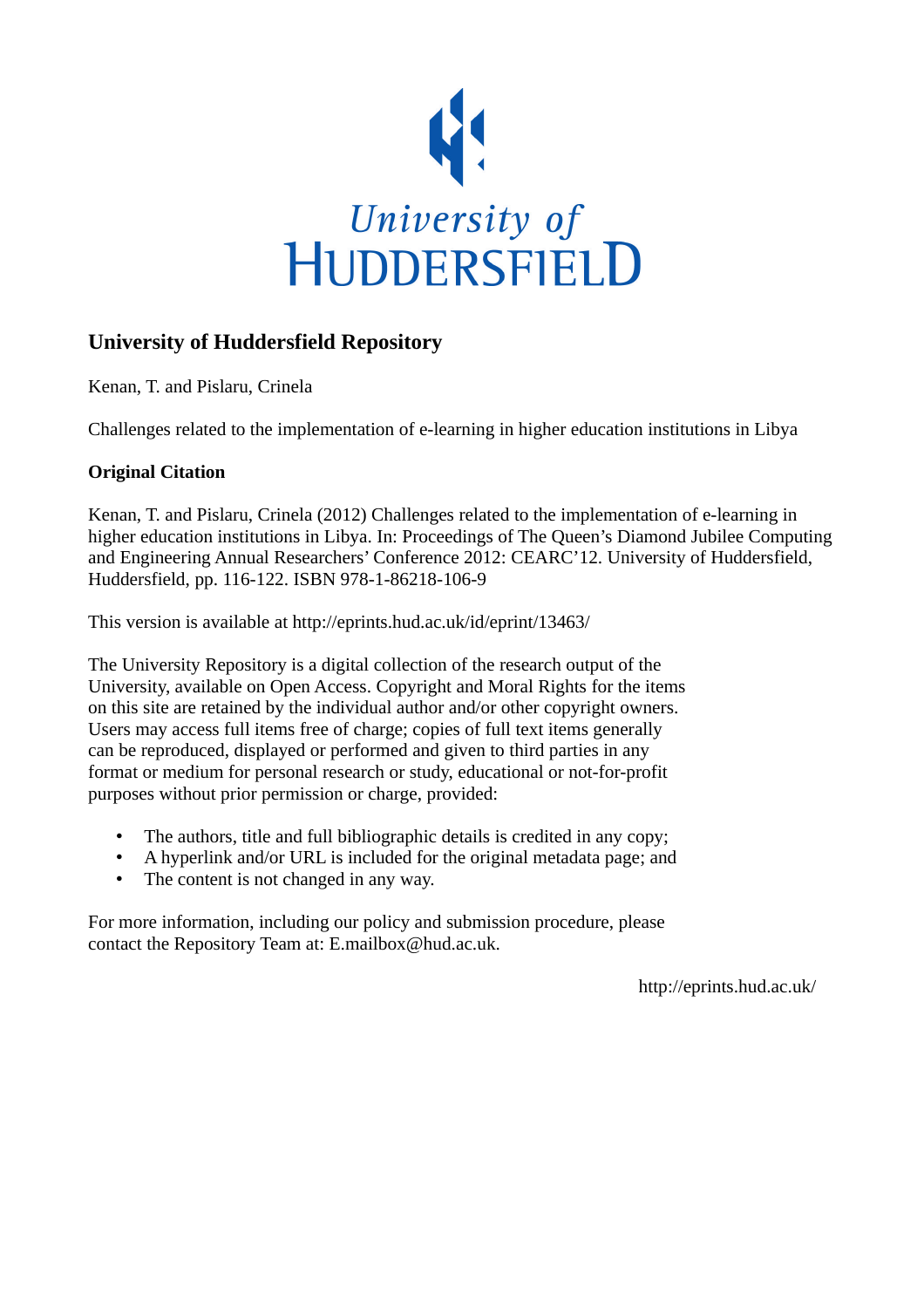University of
HUDDERSFIELD

## University of Huddersfield Repository

Kenan, T. and Pislaru, Crinela

Challenges related to the implementation of e-learning in higher education institutions in Libya

**Original Citation**

Kenan, T. and Pislaru, Crinela (2012) Challenges related to the implementation of e-learning in higher education institutions in Libya. In: Proceedings of The Queen's Diamond Jubilee Computing and Engineering Annual Researchers' Conference 2012: CEARC'12. University of Huddersfield, Huddersfield, pp. 116-122. ISBN 978-1-86218-106-9

This version is available at http://eprints.hud.ac.uk/id/eprint/13463/

The University Repository is a digital collection of the research output of the University, available on Open Access. Copyright and Moral Rights for the items on this site are retained by the individual author and/or other copyright owners. Users may access full items free of charge; copies of full text items generally can be reproduced, displayed or performed and given to third parties in any format or medium for personal research or study, educational or not-for-profit purposes without prior permission or charge, provided:

- The authors, title and full bibliographic details is credited in any copy;
- A hyperlink and/or URL is included for the original metadata page; and
- The content is not changed in any way.

For more information, including our policy and submission procedure, please contact the Repository Team at: E.mailbox@hud.ac.uk.

http://eprints.hud.ac.uk/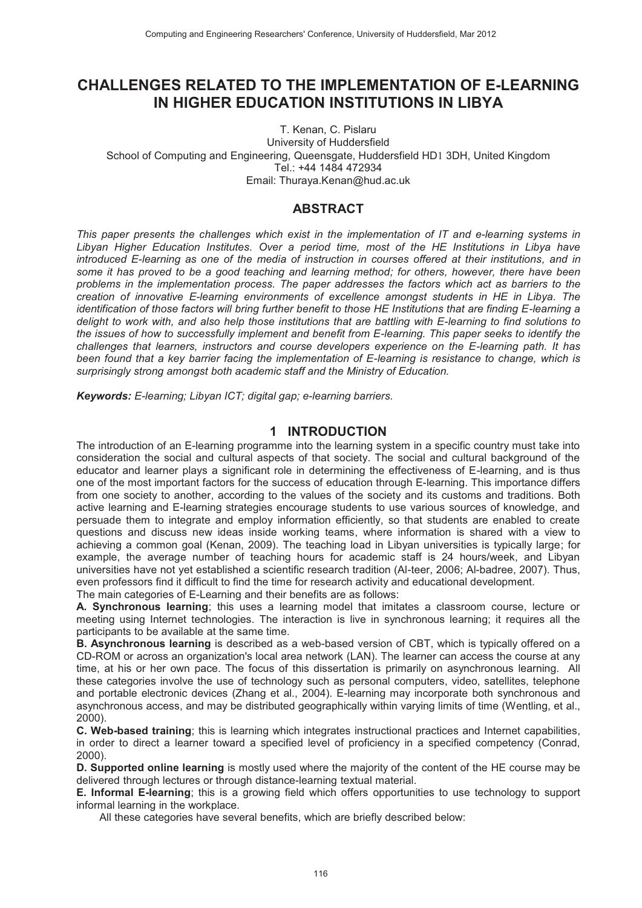# CHALLENGES RELATED TO THE IMPLEMENTATION OF E-LEARNING IN HIGHER EDUCATION INSTITUTIONS IN LIBYA

T. Kenan, C. Pislaru
University of Huddersfield
School of Computing and Engineering, Queensgate, Huddersfield HD1 3DH, United Kingdom
Tel.: +44 1484 472934
Email: Thuraya.Kenan@hud.ac.uk

## ABSTRACT

*This paper presents the challenges which exist in the implementation of IT and e-learning systems in Libyan Higher Education Institutes. Over a period time, most of the HE Institutions in Libya have introduced E-learning as one of the media of instruction in courses offered at their institutions, and in some it has proved to be a good teaching and learning method; for others, however, there have been problems in the implementation process. The paper addresses the factors which act as barriers to the creation of innovative E-learning environments of excellence amongst students in HE in Libya. The identification of those factors will bring further benefit to those HE Institutions that are finding E-learning a delight to work with, and also help those institutions that are battling with E-learning to find solutions to the issues of how to successfully implement and benefit from E-learning. This paper seeks to identify the challenges that learners, instructors and course developers experience on the E-learning path. It has been found that a key barrier facing the implementation of E-learning is resistance to change, which is surprisingly strong amongst both academic staff and the Ministry of Education.*

***Keywords:*** *E-learning; Libyan ICT; digital gap; e-learning barriers.*

## 1 INTRODUCTION

The introduction of an E-learning programme into the learning system in a specific country must take into consideration the social and cultural aspects of that society. The social and cultural background of the educator and learner plays a significant role in determining the effectiveness of E-learning, and is thus one of the most important factors for the success of education through E-learning. This importance differs from one society to another, according to the values of the society and its customs and traditions. Both active learning and E-learning strategies encourage students to use various sources of knowledge, and persuade them to integrate and employ information efficiently, so that students are enabled to create questions and discuss new ideas inside working teams, where information is shared with a view to achieving a common goal (Kenan, 2009). The teaching load in Libyan universities is typically large; for example, the average number of teaching hours for academic staff is 24 hours/week, and Libyan universities have not yet established a scientific research tradition (Al-teer, 2006; Al-badree, 2007). Thus, even professors find it difficult to find the time for research activity and educational development.

The main categories of E-Learning and their benefits are as follows:

**A. Synchronous learning**; this uses a learning model that imitates a classroom course, lecture or meeting using Internet technologies. The interaction is live in synchronous learning; it requires all the participants to be available at the same time.

**B. Asynchronous learning** is described as a web-based version of CBT, which is typically offered on a CD-ROM or across an organization's local area network (LAN). The learner can access the course at any time, at his or her own pace. The focus of this dissertation is primarily on asynchronous learning. All these categories involve the use of technology such as personal computers, video, satellites, telephone and portable electronic devices (Zhang et al., 2004). E-learning may incorporate both synchronous and asynchronous access, and may be distributed geographically within varying limits of time (Wentling, et al., 2000).

**C. Web-based training**; this is learning which integrates instructional practices and Internet capabilities, in order to direct a learner toward a specified level of proficiency in a specified competency (Conrad, 2000).

**D. Supported online learning** is mostly used where the majority of the content of the HE course may be delivered through lectures or through distance-learning textual material.

**E. Informal E-learning**; this is a growing field which offers opportunities to use technology to support informal learning in the workplace.

All these categories have several benefits, which are briefly described below: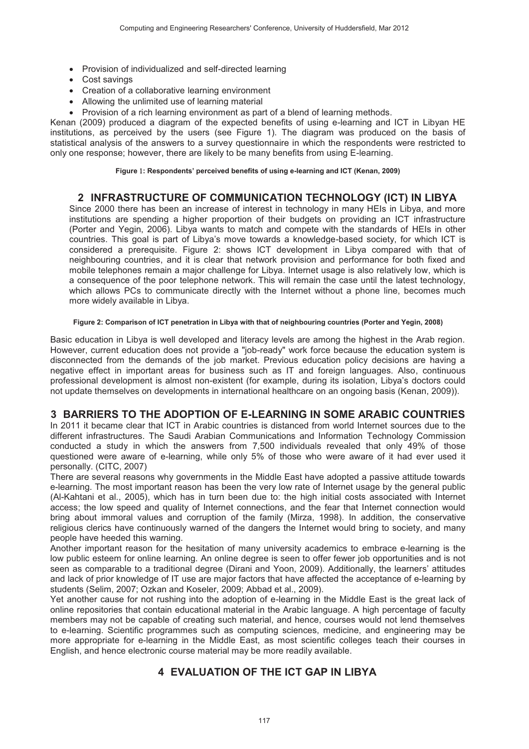- Provision of individualized and self-directed learning
- Cost savings
- Creation of a collaborative learning environment
- Allowing the unlimited use of learning material
- Provision of a rich learning environment as part of a blend of learning methods.

Kenan (2009) produced a diagram of the expected benefits of using e-learning and ICT in Libyan HE institutions, as perceived by the users (see Figure 1). The diagram was produced on the basis of statistical analysis of the answers to a survey questionnaire in which the respondents were restricted to only one response; however, there are likely to be many benefits from using E-learning.

**Figure 1: Respondents' perceived benefits of using e-learning and ICT (Kenan, 2009)**

## 2 INFRASTRUCTURE OF COMMUNICATION TECHNOLOGY (ICT) IN LIBYA

Since 2000 there has been an increase of interest in technology in many HEIs in Libya, and more institutions are spending a higher proportion of their budgets on providing an ICT infrastructure (Porter and Yegin, 2006). Libya wants to match and compete with the standards of HEIs in other countries. This goal is part of Libya's move towards a knowledge-based society, for which ICT is considered a prerequisite. Figure 2: shows ICT development in Libya compared with that of neighbouring countries, and it is clear that network provision and performance for both fixed and mobile telephones remain a major challenge for Libya. Internet usage is also relatively low, which is a consequence of the poor telephone network. This will remain the case until the latest technology, which allows PCs to communicate directly with the Internet without a phone line, becomes much more widely available in Libya.

**Figure 2: Comparison of ICT penetration in Libya with that of neighbouring countries (Porter and Yegin, 2008)**

Basic education in Libya is well developed and literacy levels are among the highest in the Arab region. However, current education does not provide a "job-ready" work force because the education system is disconnected from the demands of the job market. Previous education policy decisions are having a negative effect in important areas for business such as IT and foreign languages. Also, continuous professional development is almost non-existent (for example, during its isolation, Libya's doctors could not update themselves on developments in international healthcare on an ongoing basis (Kenan, 2009)).

## 3 BARRIERS TO THE ADOPTION OF E-LEARNING IN SOME ARABIC COUNTRIES

In 2011 it became clear that ICT in Arabic countries is distanced from world Internet sources due to the different infrastructures. The Saudi Arabian Communications and Information Technology Commission conducted a study in which the answers from 7,500 individuals revealed that only 49% of those questioned were aware of e-learning, while only 5% of those who were aware of it had ever used it personally. (CITC, 2007)

There are several reasons why governments in the Middle East have adopted a passive attitude towards e-learning. The most important reason has been the very low rate of Internet usage by the general public (Al-Kahtani et al., 2005), which has in turn been due to: the high initial costs associated with Internet access; the low speed and quality of Internet connections, and the fear that Internet connection would bring about immoral values and corruption of the family (Mirza, 1998). In addition, the conservative religious clerics have continuously warned of the dangers the Internet would bring to society, and many people have heeded this warning.

Another important reason for the hesitation of many university academics to embrace e-learning is the low public esteem for online learning. An online degree is seen to offer fewer job opportunities and is not seen as comparable to a traditional degree (Dirani and Yoon, 2009). Additionally, the learners' attitudes and lack of prior knowledge of IT use are major factors that have affected the acceptance of e-learning by students (Selim, 2007; Ozkan and Koseler, 2009; Abbad et al., 2009).

Yet another cause for not rushing into the adoption of e-learning in the Middle East is the great lack of online repositories that contain educational material in the Arabic language. A high percentage of faculty members may not be capable of creating such material, and hence, courses would not lend themselves to e-learning. Scientific programmes such as computing sciences, medicine, and engineering may be more appropriate for e-learning in the Middle East, as most scientific colleges teach their courses in English, and hence electronic course material may be more readily available.

## 4 EVALUATION OF THE ICT GAP IN LIBYA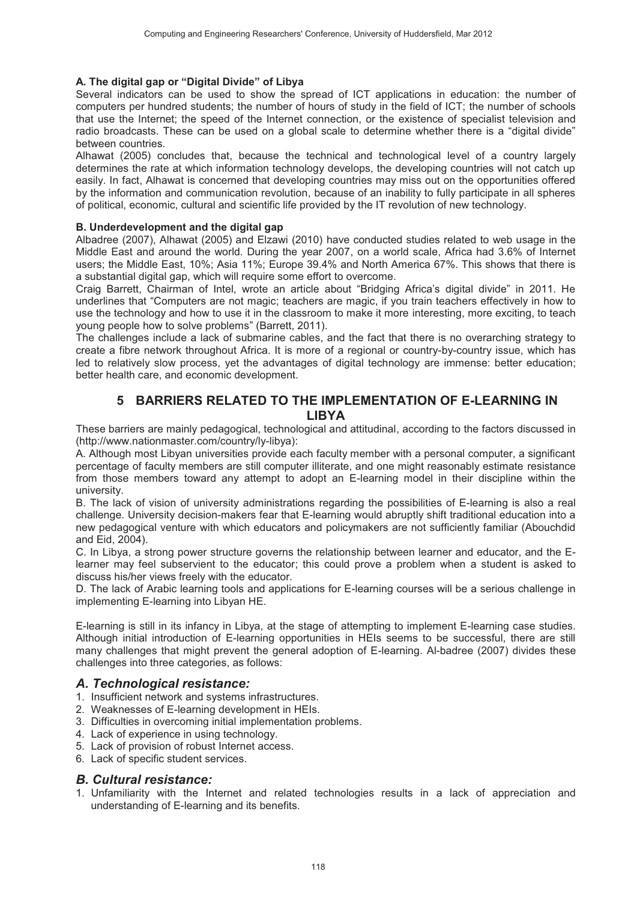#### A. The digital gap or "Digital Divide" of Libya

Several indicators can be used to show the spread of ICT applications in education: the number of computers per hundred students; the number of hours of study in the field of ICT; the number of schools that use the Internet; the speed of the Internet connection, or the existence of specialist television and radio broadcasts. These can be used on a global scale to determine whether there is a "digital divide" between countries.

Alhawat (2005) concludes that, because the technical and technological level of a country largely determines the rate at which information technology develops, the developing countries will not catch up easily. In fact, Alhawat is concerned that developing countries may miss out on the opportunities offered by the information and communication revolution, because of an inability to fully participate in all spheres of political, economic, cultural and scientific life provided by the IT revolution of new technology.

#### B. Underdevelopment and the digital gap

Albadree (2007), Alhawat (2005) and Elzawi (2010) have conducted studies related to web usage in the Middle East and around the world. During the year 2007, on a world scale, Africa had 3.6% of Internet users; the Middle East, 10%; Asia 11%; Europe 39.4% and North America 67%. This shows that there is a substantial digital gap, which will require some effort to overcome.

Craig Barrett, Chairman of Intel, wrote an article about "Bridging Africa's digital divide" in 2011. He underlines that "Computers are not magic; teachers are magic, if you train teachers effectively in how to use the technology and how to use it in the classroom to make it more interesting, more exciting, to teach young people how to solve problems" (Barrett, 2011).

The challenges include a lack of submarine cables, and the fact that there is no overarching strategy to create a fibre network throughout Africa. It is more of a regional or country-by-country issue, which has led to relatively slow process, yet the advantages of digital technology are immense: better education; better health care, and economic development.

## 5 BARRIERS RELATED TO THE IMPLEMENTATION OF E-LEARNING IN LIBYA

These barriers are mainly pedagogical, technological and attitudinal, according to the factors discussed in (http://www.nationmaster.com/country/ly-libya):

A. Although most Libyan universities provide each faculty member with a personal computer, a significant percentage of faculty members are still computer illiterate, and one might reasonably estimate resistance from those members toward any attempt to adopt an E-learning model in their discipline within the university.

B. The lack of vision of university administrations regarding the possibilities of E-learning is also a real challenge. University decision-makers fear that E-learning would abruptly shift traditional education into a new pedagogical venture with which educators and policymakers are not sufficiently familiar (Abouchdid and Eid, 2004).

C. In Libya, a strong power structure governs the relationship between learner and educator, and the E-learner may feel subservient to the educator; this could prove a problem when a student is asked to discuss his/her views freely with the educator.

D. The lack of Arabic learning tools and applications for E-learning courses will be a serious challenge in implementing E-learning into Libyan HE.

E-learning is still in its infancy in Libya, at the stage of attempting to implement E-learning case studies. Although initial introduction of E-learning opportunities in HEIs seems to be successful, there are still many challenges that might prevent the general adoption of E-learning. Al-badree (2007) divides these challenges into three categories, as follows:

### *A. Technological resistance:*

1. Insufficient network and systems infrastructures.
2. Weaknesses of E-learning development in HEIs.
3. Difficulties in overcoming initial implementation problems.
4. Lack of experience in using technology.
5. Lack of provision of robust Internet access.
6. Lack of specific student services.

### *B. Cultural resistance:*

1. Unfamiliarity with the Internet and related technologies results in a lack of appreciation and understanding of E-learning and its benefits.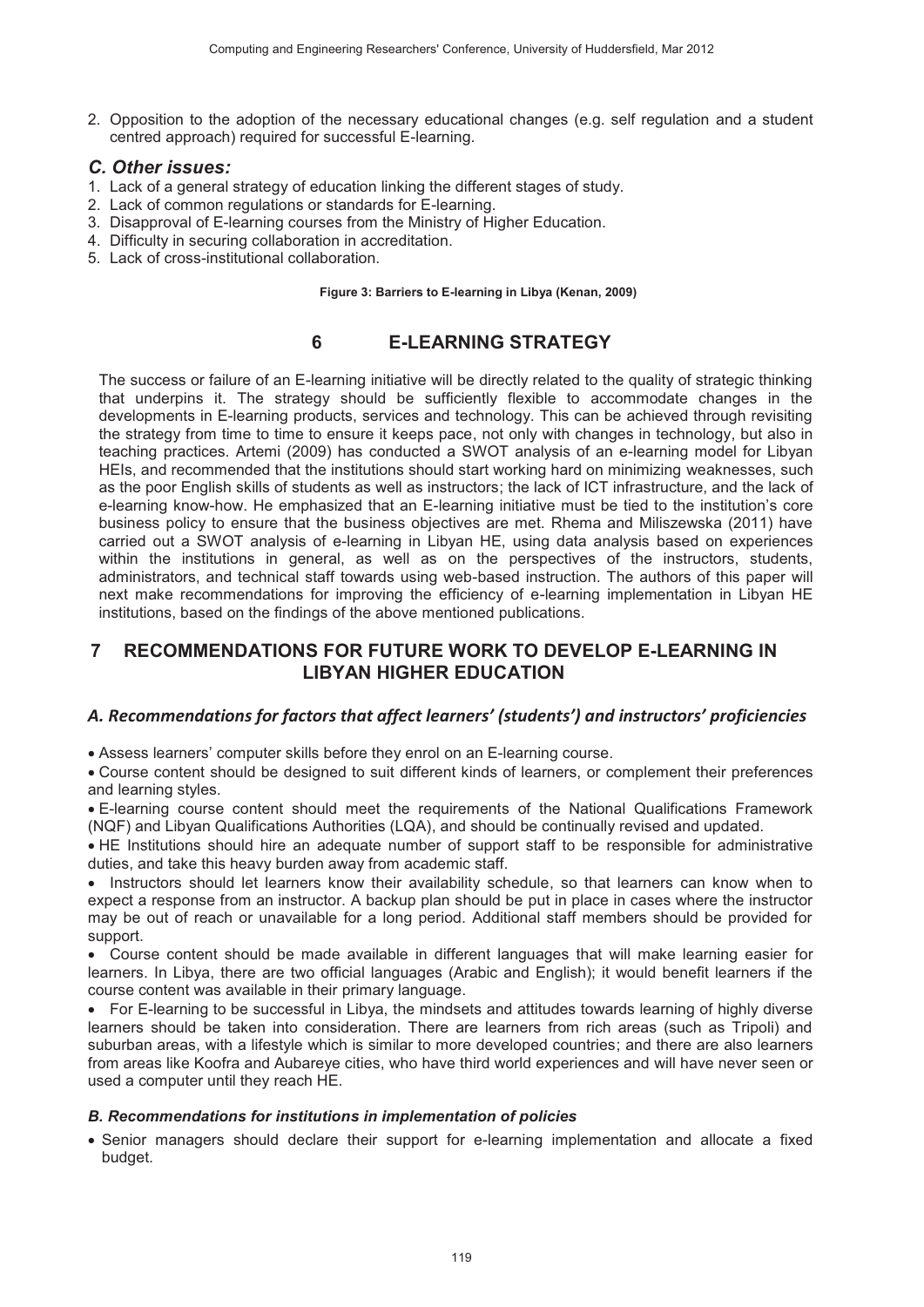2. Opposition to the adoption of the necessary educational changes (e.g. self regulation and a student centred approach) required for successful E-learning.

### *C. Other issues:*

1. Lack of a general strategy of education linking the different stages of study.
2. Lack of common regulations or standards for E-learning.
3. Disapproval of E-learning courses from the Ministry of Higher Education.
4. Difficulty in securing collaboration in accreditation.
5. Lack of cross-institutional collaboration.

**Figure 3: Barriers to E-learning in Libya (Kenan, 2009)**

## 6 E-LEARNING STRATEGY

The success or failure of an E-learning initiative will be directly related to the quality of strategic thinking that underpins it. The strategy should be sufficiently flexible to accommodate changes in the developments in E-learning products, services and technology. This can be achieved through revisiting the strategy from time to time to ensure it keeps pace, not only with changes in technology, but also in teaching practices. Artemi (2009) has conducted a SWOT analysis of an e-learning model for Libyan HEIs, and recommended that the institutions should start working hard on minimizing weaknesses, such as the poor English skills of students as well as instructors; the lack of ICT infrastructure, and the lack of e-learning know-how. He emphasized that an E-learning initiative must be tied to the institution's core business policy to ensure that the business objectives are met. Rhema and Miliszewska (2011) have carried out a SWOT analysis of e-learning in Libyan HE, using data analysis based on experiences within the institutions in general, as well as on the perspectives of the instructors, students, administrators, and technical staff towards using web-based instruction. The authors of this paper will next make recommendations for improving the efficiency of e-learning implementation in Libyan HE institutions, based on the findings of the above mentioned publications.

## 7 RECOMMENDATIONS FOR FUTURE WORK TO DEVELOP E-LEARNING IN LIBYAN HIGHER EDUCATION

### *A. Recommendations for factors that affect learners' (students') and instructors' proficiencies*

- Assess learners' computer skills before they enrol on an E-learning course.
- Course content should be designed to suit different kinds of learners, or complement their preferences and learning styles.
- E-learning course content should meet the requirements of the National Qualifications Framework (NQF) and Libyan Qualifications Authorities (LQA), and should be continually revised and updated.
- HE Institutions should hire an adequate number of support staff to be responsible for administrative duties, and take this heavy burden away from academic staff.
- Instructors should let learners know their availability schedule, so that learners can know when to expect a response from an instructor. A backup plan should be put in place in cases where the instructor may be out of reach or unavailable for a long period. Additional staff members should be provided for support.
- Course content should be made available in different languages that will make learning easier for learners. In Libya, there are two official languages (Arabic and English); it would benefit learners if the course content was available in their primary language.
- For E-learning to be successful in Libya, the mindsets and attitudes towards learning of highly diverse learners should be taken into consideration. There are learners from rich areas (such as Tripoli) and suburban areas, with a lifestyle which is similar to more developed countries; and there are also learners from areas like Koofra and Aubareye cities, who have third world experiences and will have never seen or used a computer until they reach HE.

### *B. Recommendations for institutions in implementation of policies*

- Senior managers should declare their support for e-learning implementation and allocate a fixed budget.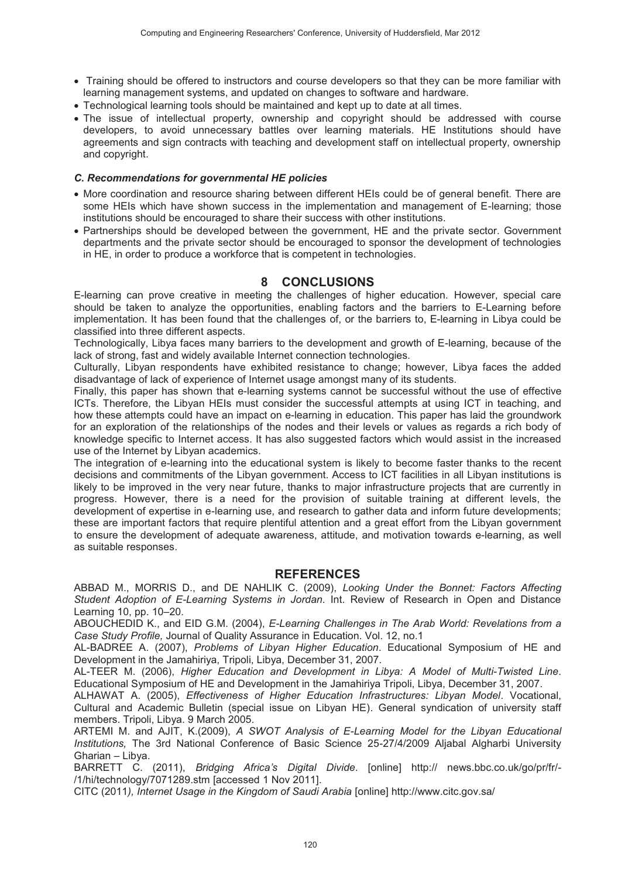- Training should be offered to instructors and course developers so that they can be more familiar with learning management systems, and updated on changes to software and hardware.
- Technological learning tools should be maintained and kept up to date at all times.
- The issue of intellectual property, ownership and copyright should be addressed with course developers, to avoid unnecessary battles over learning materials. HE Institutions should have agreements and sign contracts with teaching and development staff on intellectual property, ownership and copyright.

### *C. Recommendations for governmental HE policies*

- More coordination and resource sharing between different HEIs could be of general benefit. There are some HEIs which have shown success in the implementation and management of E-learning; those institutions should be encouraged to share their success with other institutions.
- Partnerships should be developed between the government, HE and the private sector. Government departments and the private sector should be encouraged to sponsor the development of technologies in HE, in order to produce a workforce that is competent in technologies.

## 8 CONCLUSIONS

E-learning can prove creative in meeting the challenges of higher education. However, special care should be taken to analyze the opportunities, enabling factors and the barriers to E-Learning before implementation. It has been found that the challenges of, or the barriers to, E-learning in Libya could be classified into three different aspects.

Technologically, Libya faces many barriers to the development and growth of E-learning, because of the lack of strong, fast and widely available Internet connection technologies.

Culturally, Libyan respondents have exhibited resistance to change; however, Libya faces the added disadvantage of lack of experience of Internet usage amongst many of its students.

Finally, this paper has shown that e-learning systems cannot be successful without the use of effective ICTs. Therefore, the Libyan HEIs must consider the successful attempts at using ICT in teaching, and how these attempts could have an impact on e-learning in education. This paper has laid the groundwork for an exploration of the relationships of the nodes and their levels or values as regards a rich body of knowledge specific to Internet access. It has also suggested factors which would assist in the increased use of the Internet by Libyan academics.

The integration of e-learning into the educational system is likely to become faster thanks to the recent decisions and commitments of the Libyan government. Access to ICT facilities in all Libyan institutions is likely to be improved in the very near future, thanks to major infrastructure projects that are currently in progress. However, there is a need for the provision of suitable training at different levels, the development of expertise in e-learning use, and research to gather data and inform future developments; these are important factors that require plentiful attention and a great effort from the Libyan government to ensure the development of adequate awareness, attitude, and motivation towards e-learning, as well as suitable responses.

## REFERENCES

ABBAD M., MORRIS D., and DE NAHLIK C. (2009), *Looking Under the Bonnet: Factors Affecting Student Adoption of E-Learning Systems in Jordan*. Int. Review of Research in Open and Distance Learning 10, pp. 10–20.

ABOUCHEDID K., and EID G.M. (2004), *E-Learning Challenges in The Arab World: Revelations from a Case Study Profile,* Journal of Quality Assurance in Education. Vol. 12, no.1

AL-BADREE A. (2007), *Problems of Libyan Higher Education*. Educational Symposium of HE and Development in the Jamahiriya, Tripoli, Libya, December 31, 2007.

AL-TEER M. (2006), *Higher Education and Development in Libya: A Model of Multi-Twisted Line*. Educational Symposium of HE and Development in the Jamahiriya Tripoli, Libya, December 31, 2007.

ALHAWAT A. (2005), *Effectiveness of Higher Education Infrastructures: Libyan Model*. Vocational, Cultural and Academic Bulletin (special issue on Libyan HE). General syndication of university staff members. Tripoli, Libya. 9 March 2005.

ARTEMI M. and AJIT, K.(2009), *A SWOT Analysis of E-Learning Model for the Libyan Educational Institutions,* The 3rd National Conference of Basic Science 25-27/4/2009 Aljabal Algharbi University Gharian – Libya.

BARRETT C. (2011), *Bridging Africa's Digital Divide*. [online] http:// news.bbc.co.uk/go/pr/fr/-/1/hi/technology/7071289.stm [accessed 1 Nov 2011].

CITC (2011*), Internet Usage in the Kingdom of Saudi Arabia* [online] http://www.citc.gov.sa/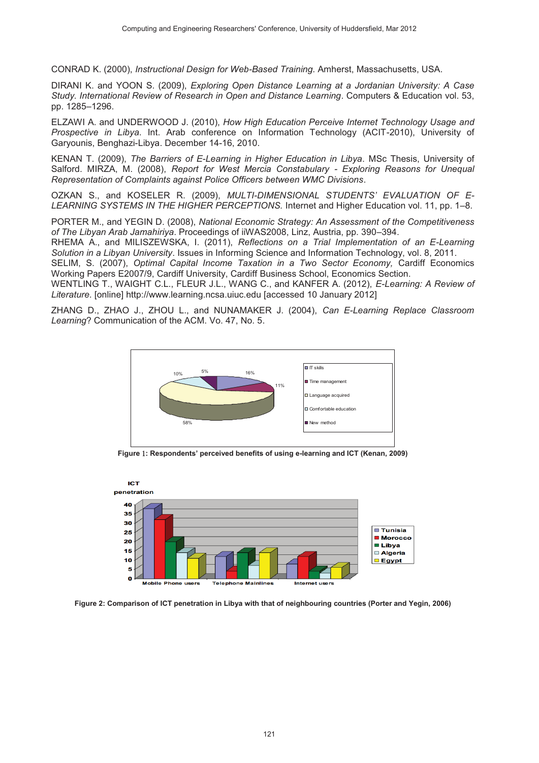CONRAD K. (2000), *Instructional Design for Web-Based Training*. Amherst, Massachusetts, USA.

DIRANI K. and YOON S. (2009), *Exploring Open Distance Learning at a Jordanian University: A Case Study. International Review of Research in Open and Distance Learning*. Computers & Education vol. 53, pp. 1285–1296.

ELZAWI A. and UNDERWOOD J. (2010), *How High Education Perceive Internet Technology Usage and Prospective in Libya*. Int. Arab conference on Information Technology (ACIT-2010), University of Garyounis, Benghazi-Libya. December 14-16, 2010.

KENAN T. (2009), *The Barriers of E-Learning in Higher Education in Libya*. MSc Thesis, University of Salford. MIRZA, M. (2008), *Report for West Mercia Constabulary - Exploring Reasons for Unequal Representation of Complaints against Police Officers between WMC Divisions*.

OZKAN S., and KOSELER R. (2009), *MULTI-DIMENSIONAL STUDENTS' EVALUATION OF E-LEARNING SYSTEMS IN THE HIGHER PERCEPTIONS.* Internet and Higher Education vol. 11, pp. 1–8.

PORTER M., and YEGIN D. (2008), *National Economic Strategy: An Assessment of the Competitiveness of The Libyan Arab Jamahiriya*. Proceedings of iiWAS2008, Linz, Austria, pp. 390–394.
RHEMA A., and MILISZEWSKA, I. (2011), *Reflections on a Trial Implementation of an E-Learning Solution in a Libyan University*. Issues in Informing Science and Information Technology, vol. 8, 2011.
SELIM, S. (2007), *Optimal Capital Income Taxation in a Two Sector Economy,* Cardiff Economics Working Papers E2007/9, Cardiff University, Cardiff Business School, Economics Section.
WENTLING T., WAIGHT C.L., FLEUR J.L., WANG C., and KANFER A. (2012), *E-Learning: A Review of Literature*. [online] http://www.learning.ncsa.uiuc.edu [accessed 10 January 2012]

ZHANG D., ZHAO J., ZHOU L., and NUNAMAKER J. (2004), *Can E-Learning Replace Classroom Learning*? Communication of the ACM. Vo. 47, No. 5.

**Figure 1: Respondents' perceived benefits of using e-learning and ICT (Kenan, 2009)**

**Figure 2: Comparison of ICT penetration in Libya with that of neighbouring countries (Porter and Yegin, 2006)**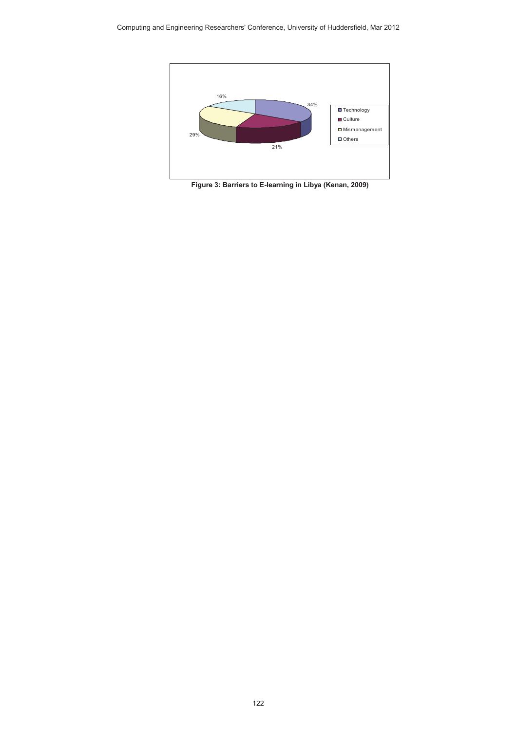16%

34%

29%

21%

Technology

Culture

Mismanagement

Others

**Figure 3: Barriers to E-learning in Libya (Kenan, 2009)**